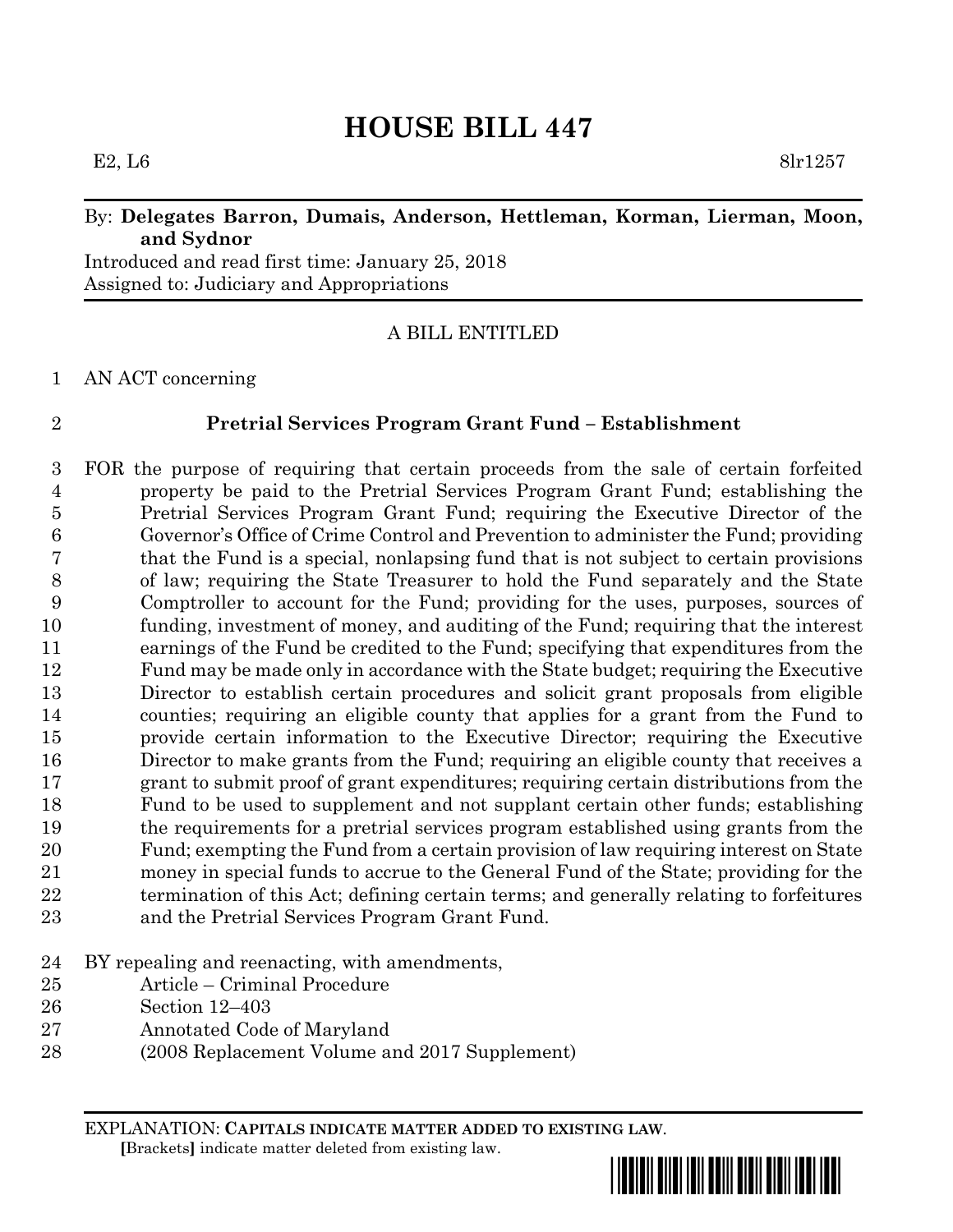# HOUSE BILL 447

E2, L6 8lr1257

By: **Delegates Barron, Dumais, Anderson, Hettleman, Korman, Lierman, Moon, and Sydnor**

Introduced and read first time: January 25, 2018
Assigned to: Judiciary and Appropriations

A BILL ENTITLED

1 AN ACT concerning

2 **Pretrial Services Program Grant Fund – Establishment**

3 FOR the purpose of requiring that certain proceeds from the sale of certain forfeited
4 property be paid to the Pretrial Services Program Grant Fund; establishing the
5 Pretrial Services Program Grant Fund; requiring the Executive Director of the
6 Governor's Office of Crime Control and Prevention to administer the Fund; providing
7 that the Fund is a special, nonlapsing fund that is not subject to certain provisions
8 of law; requiring the State Treasurer to hold the Fund separately and the State
9 Comptroller to account for the Fund; providing for the uses, purposes, sources of
10 funding, investment of money, and auditing of the Fund; requiring that the interest
11 earnings of the Fund be credited to the Fund; specifying that expenditures from the
12 Fund may be made only in accordance with the State budget; requiring the Executive
13 Director to establish certain procedures and solicit grant proposals from eligible
14 counties; requiring an eligible county that applies for a grant from the Fund to
15 provide certain information to the Executive Director; requiring the Executive
16 Director to make grants from the Fund; requiring an eligible county that receives a
17 grant to submit proof of grant expenditures; requiring certain distributions from the
18 Fund to be used to supplement and not supplant certain other funds; establishing
19 the requirements for a pretrial services program established using grants from the
20 Fund; exempting the Fund from a certain provision of law requiring interest on State
21 money in special funds to accrue to the General Fund of the State; providing for the
22 termination of this Act; defining certain terms; and generally relating to forfeitures
23 and the Pretrial Services Program Grant Fund.

24 BY repealing and reenacting, with amendments,
25 Article – Criminal Procedure
26 Section 12–403
27 Annotated Code of Maryland
28 (2008 Replacement Volume and 2017 Supplement)

EXPLANATION: **CAPITALS INDICATE MATTER ADDED TO EXISTING LAW**.
**[**Brackets**]** indicate matter deleted from existing law.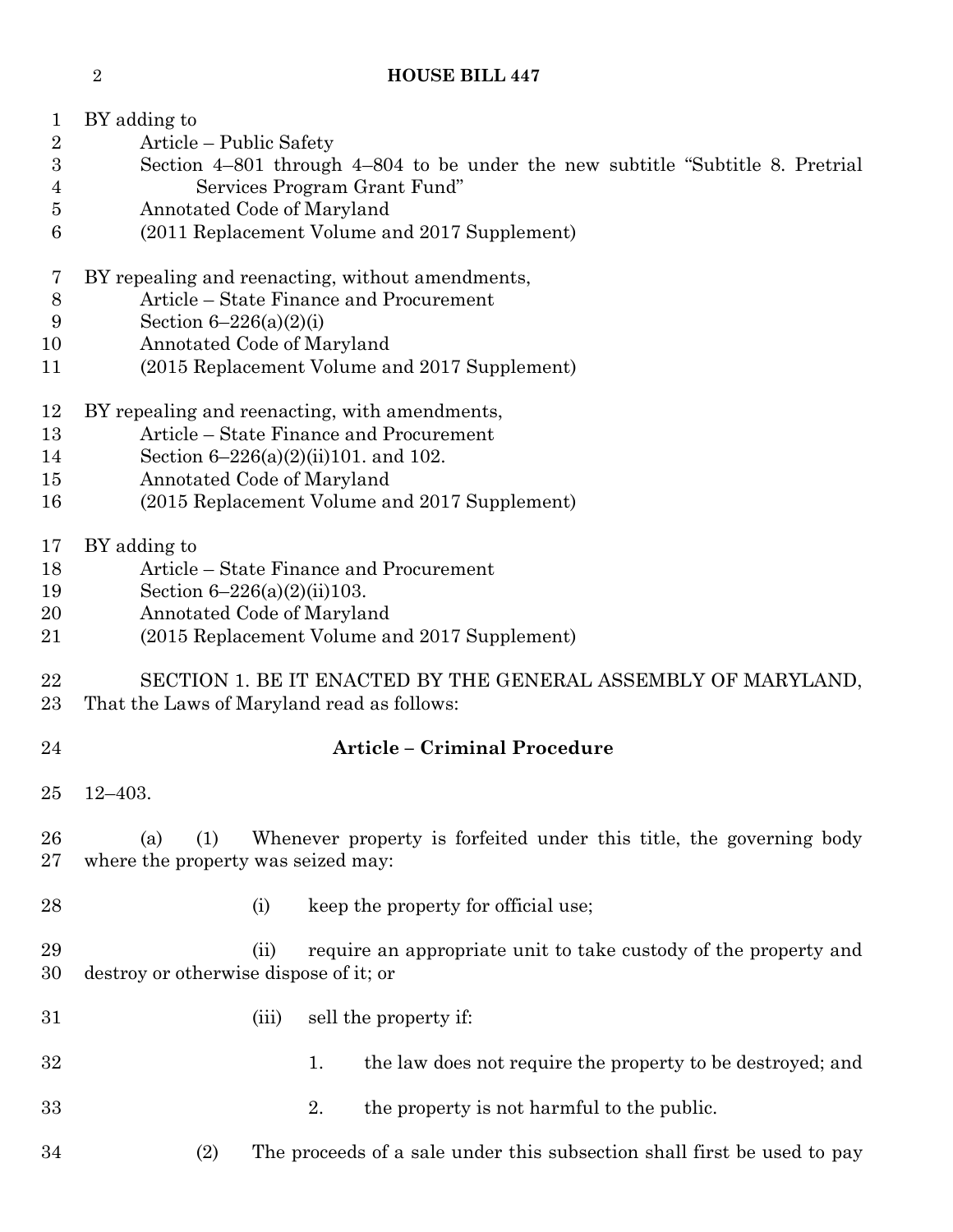BY adding to
Article – Public Safety
Section 4–801 through 4–804 to be under the new subtitle "Subtitle 8. Pretrial Services Program Grant Fund"
Annotated Code of Maryland
(2011 Replacement Volume and 2017 Supplement)

BY repealing and reenacting, without amendments,
Article – State Finance and Procurement
Section 6–226(a)(2)(i)
Annotated Code of Maryland
(2015 Replacement Volume and 2017 Supplement)

BY repealing and reenacting, with amendments,
Article – State Finance and Procurement
Section 6–226(a)(2)(ii)101. and 102.
Annotated Code of Maryland
(2015 Replacement Volume and 2017 Supplement)

BY adding to
Article – State Finance and Procurement
Section 6–226(a)(2)(ii)103.
Annotated Code of Maryland
(2015 Replacement Volume and 2017 Supplement)

SECTION 1. BE IT ENACTED BY THE GENERAL ASSEMBLY OF MARYLAND, That the Laws of Maryland read as follows:

**Article – Criminal Procedure**

12–403.

(a) (1) Whenever property is forfeited under this title, the governing body where the property was seized may:

(i) keep the property for official use;

(ii) require an appropriate unit to take custody of the property and destroy or otherwise dispose of it; or

(iii) sell the property if:

1. the law does not require the property to be destroyed; and

2. the property is not harmful to the public.

(2) The proceeds of a sale under this subsection shall first be used to pay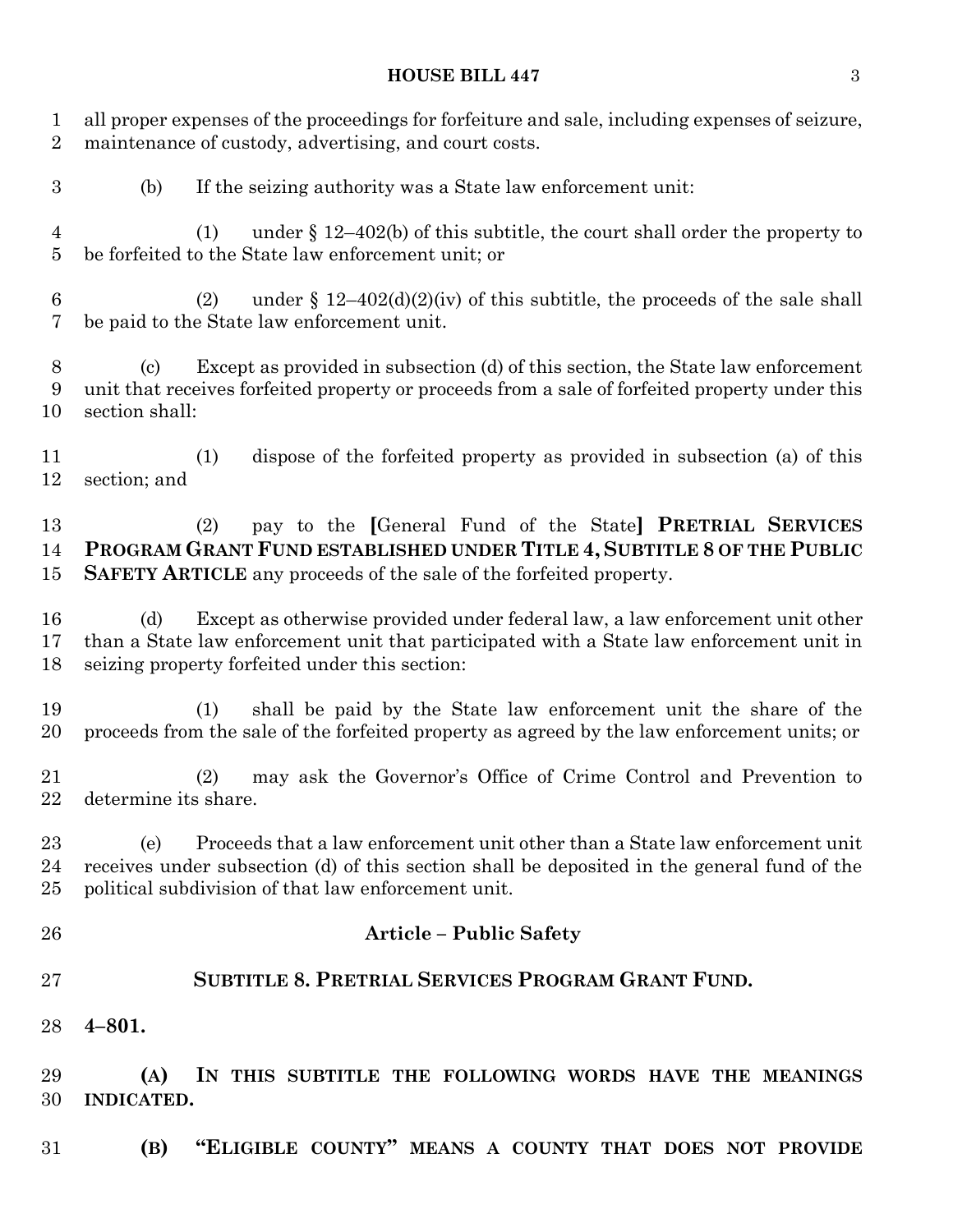all proper expenses of the proceedings for forfeiture and sale, including expenses of seizure, maintenance of custody, advertising, and court costs.

(b) If the seizing authority was a State law enforcement unit:

(1) under § 12–402(b) of this subtitle, the court shall order the property to be forfeited to the State law enforcement unit; or

(2) under § 12–402(d)(2)(iv) of this subtitle, the proceeds of the sale shall be paid to the State law enforcement unit.

(c) Except as provided in subsection (d) of this section, the State law enforcement unit that receives forfeited property or proceeds from a sale of forfeited property under this section shall:

(1) dispose of the forfeited property as provided in subsection (a) of this section; and

(2) pay to the [General Fund of the State] **PRETRIAL SERVICES PROGRAM GRANT FUND ESTABLISHED UNDER TITLE 4, SUBTITLE 8 OF THE PUBLIC SAFETY ARTICLE** any proceeds of the sale of the forfeited property.

(d) Except as otherwise provided under federal law, a law enforcement unit other than a State law enforcement unit that participated with a State law enforcement unit in seizing property forfeited under this section:

(1) shall be paid by the State law enforcement unit the share of the proceeds from the sale of the forfeited property as agreed by the law enforcement units; or

(2) may ask the Governor's Office of Crime Control and Prevention to determine its share.

(e) Proceeds that a law enforcement unit other than a State law enforcement unit receives under subsection (d) of this section shall be deposited in the general fund of the political subdivision of that law enforcement unit.

## Article – Public Safety

### SUBTITLE 8. PRETRIAL SERVICES PROGRAM GRANT FUND.

**4–801.**

**(A) IN THIS SUBTITLE THE FOLLOWING WORDS HAVE THE MEANINGS INDICATED.**

**(B) "ELIGIBLE COUNTY" MEANS A COUNTY THAT DOES NOT PROVIDE**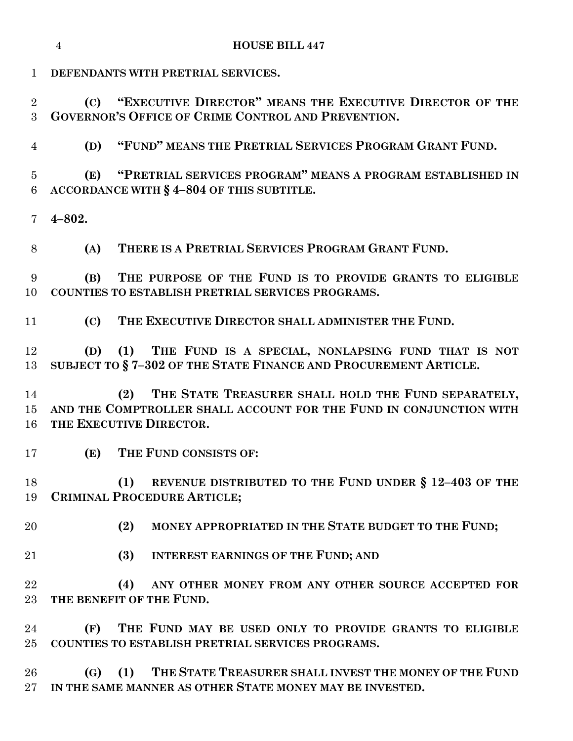**DEFENDANTS WITH PRETRIAL SERVICES.**

**(C) "EXECUTIVE DIRECTOR" MEANS THE EXECUTIVE DIRECTOR OF THE GOVERNOR'S OFFICE OF CRIME CONTROL AND PREVENTION.**

**(D) "FUND" MEANS THE PRETRIAL SERVICES PROGRAM GRANT FUND.**

**(E) "PRETRIAL SERVICES PROGRAM" MEANS A PROGRAM ESTABLISHED IN ACCORDANCE WITH § 4–804 OF THIS SUBTITLE.**

**4–802.**

**(A) THERE IS A PRETRIAL SERVICES PROGRAM GRANT FUND.**

**(B) THE PURPOSE OF THE FUND IS TO PROVIDE GRANTS TO ELIGIBLE COUNTIES TO ESTABLISH PRETRIAL SERVICES PROGRAMS.**

**(C) THE EXECUTIVE DIRECTOR SHALL ADMINISTER THE FUND.**

**(D) (1) THE FUND IS A SPECIAL, NONLAPSING FUND THAT IS NOT SUBJECT TO § 7–302 OF THE STATE FINANCE AND PROCUREMENT ARTICLE.**

**(2) THE STATE TREASURER SHALL HOLD THE FUND SEPARATELY, AND THE COMPTROLLER SHALL ACCOUNT FOR THE FUND IN CONJUNCTION WITH THE EXECUTIVE DIRECTOR.**

**(E) THE FUND CONSISTS OF:**

**(1) REVENUE DISTRIBUTED TO THE FUND UNDER § 12–403 OF THE CRIMINAL PROCEDURE ARTICLE;**

**(2) MONEY APPROPRIATED IN THE STATE BUDGET TO THE FUND;**

**(3) INTEREST EARNINGS OF THE FUND; AND**

**(4) ANY OTHER MONEY FROM ANY OTHER SOURCE ACCEPTED FOR THE BENEFIT OF THE FUND.**

**(F) THE FUND MAY BE USED ONLY TO PROVIDE GRANTS TO ELIGIBLE COUNTIES TO ESTABLISH PRETRIAL SERVICES PROGRAMS.**

**(G) (1) THE STATE TREASURER SHALL INVEST THE MONEY OF THE FUND IN THE SAME MANNER AS OTHER STATE MONEY MAY BE INVESTED.**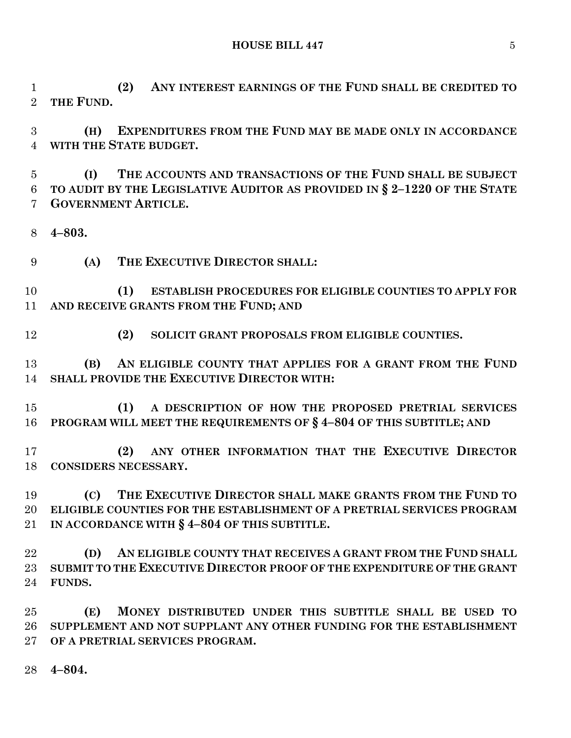**(2) ANY INTEREST EARNINGS OF THE FUND SHALL BE CREDITED TO THE FUND.**

**(H) EXPENDITURES FROM THE FUND MAY BE MADE ONLY IN ACCORDANCE WITH THE STATE BUDGET.**

**(I) THE ACCOUNTS AND TRANSACTIONS OF THE FUND SHALL BE SUBJECT TO AUDIT BY THE LEGISLATIVE AUDITOR AS PROVIDED IN § 2–1220 OF THE STATE GOVERNMENT ARTICLE.**

**4–803.**

**(A) THE EXECUTIVE DIRECTOR SHALL:**

**(1) ESTABLISH PROCEDURES FOR ELIGIBLE COUNTIES TO APPLY FOR AND RECEIVE GRANTS FROM THE FUND; AND**

**(2) SOLICIT GRANT PROPOSALS FROM ELIGIBLE COUNTIES.**

**(B) AN ELIGIBLE COUNTY THAT APPLIES FOR A GRANT FROM THE FUND SHALL PROVIDE THE EXECUTIVE DIRECTOR WITH:**

**(1) A DESCRIPTION OF HOW THE PROPOSED PRETRIAL SERVICES PROGRAM WILL MEET THE REQUIREMENTS OF § 4–804 OF THIS SUBTITLE; AND**

**(2) ANY OTHER INFORMATION THAT THE EXECUTIVE DIRECTOR CONSIDERS NECESSARY.**

**(C) THE EXECUTIVE DIRECTOR SHALL MAKE GRANTS FROM THE FUND TO ELIGIBLE COUNTIES FOR THE ESTABLISHMENT OF A PRETRIAL SERVICES PROGRAM IN ACCORDANCE WITH § 4–804 OF THIS SUBTITLE.**

**(D) AN ELIGIBLE COUNTY THAT RECEIVES A GRANT FROM THE FUND SHALL SUBMIT TO THE EXECUTIVE DIRECTOR PROOF OF THE EXPENDITURE OF THE GRANT FUNDS.**

**(E) MONEY DISTRIBUTED UNDER THIS SUBTITLE SHALL BE USED TO SUPPLEMENT AND NOT SUPPLANT ANY OTHER FUNDING FOR THE ESTABLISHMENT OF A PRETRIAL SERVICES PROGRAM.**

**4–804.**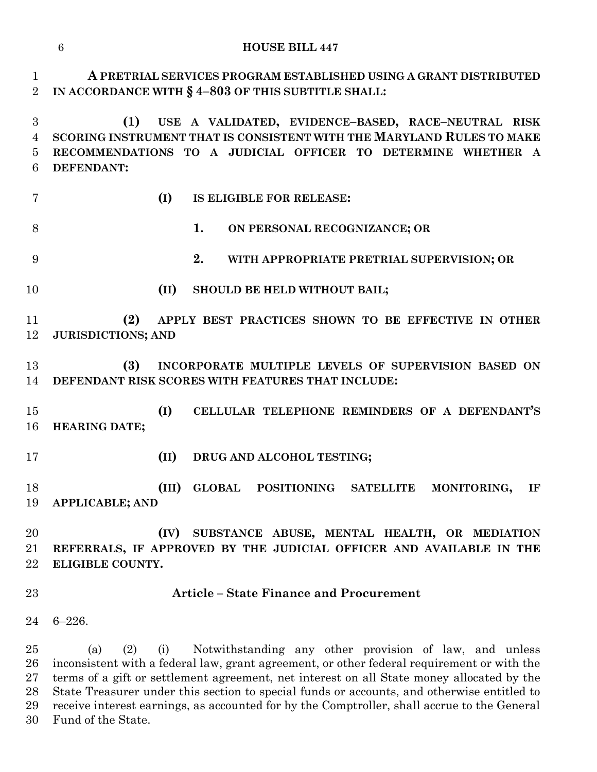**A PRETRIAL SERVICES PROGRAM ESTABLISHED USING A GRANT DISTRIBUTED IN ACCORDANCE WITH § 4–803 OF THIS SUBTITLE SHALL:**

**(1) USE A VALIDATED, EVIDENCE–BASED, RACE–NEUTRAL RISK SCORING INSTRUMENT THAT IS CONSISTENT WITH THE MARYLAND RULES TO MAKE RECOMMENDATIONS TO A JUDICIAL OFFICER TO DETERMINE WHETHER A DEFENDANT:**

**(I) IS ELIGIBLE FOR RELEASE:**

**1. ON PERSONAL RECOGNIZANCE; OR**

**2. WITH APPROPRIATE PRETRIAL SUPERVISION; OR**

**(II) SHOULD BE HELD WITHOUT BAIL;**

**(2) APPLY BEST PRACTICES SHOWN TO BE EFFECTIVE IN OTHER JURISDICTIONS; AND**

**(3) INCORPORATE MULTIPLE LEVELS OF SUPERVISION BASED ON DEFENDANT RISK SCORES WITH FEATURES THAT INCLUDE:**

**(I) CELLULAR TELEPHONE REMINDERS OF A DEFENDANT'S HEARING DATE;**

**(II) DRUG AND ALCOHOL TESTING;**

**(III) GLOBAL POSITIONING SATELLITE MONITORING, IF APPLICABLE; AND**

**(IV) SUBSTANCE ABUSE, MENTAL HEALTH, OR MEDIATION REFERRALS, IF APPROVED BY THE JUDICIAL OFFICER AND AVAILABLE IN THE ELIGIBLE COUNTY.**

## Article – State Finance and Procurement

6–226.

(a) (2) (i) Notwithstanding any other provision of law, and unless inconsistent with a federal law, grant agreement, or other federal requirement or with the terms of a gift or settlement agreement, net interest on all State money allocated by the State Treasurer under this section to special funds or accounts, and otherwise entitled to receive interest earnings, as accounted for by the Comptroller, shall accrue to the General Fund of the State.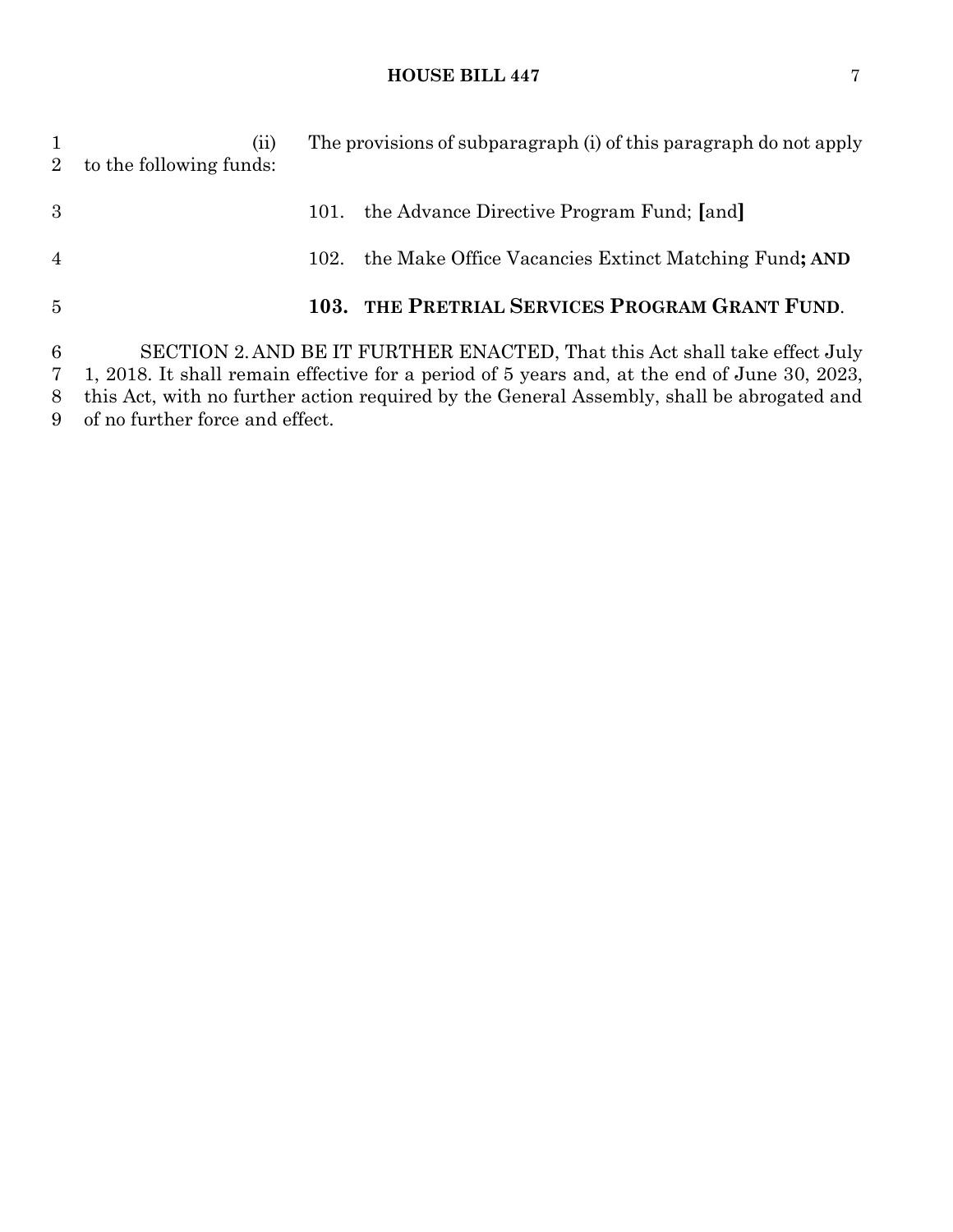(ii) The provisions of subparagraph (i) of this paragraph do not apply to the following funds:

101. the Advance Directive Program Fund; **[**and**]**

102. the Make Office Vacancies Extinct Matching Fund**; AND**

**103. THE PRETRIAL SERVICES PROGRAM GRANT FUND**.

SECTION 2. AND BE IT FURTHER ENACTED, That this Act shall take effect July 1, 2018. It shall remain effective for a period of 5 years and, at the end of June 30, 2023, this Act, with no further action required by the General Assembly, shall be abrogated and of no further force and effect.